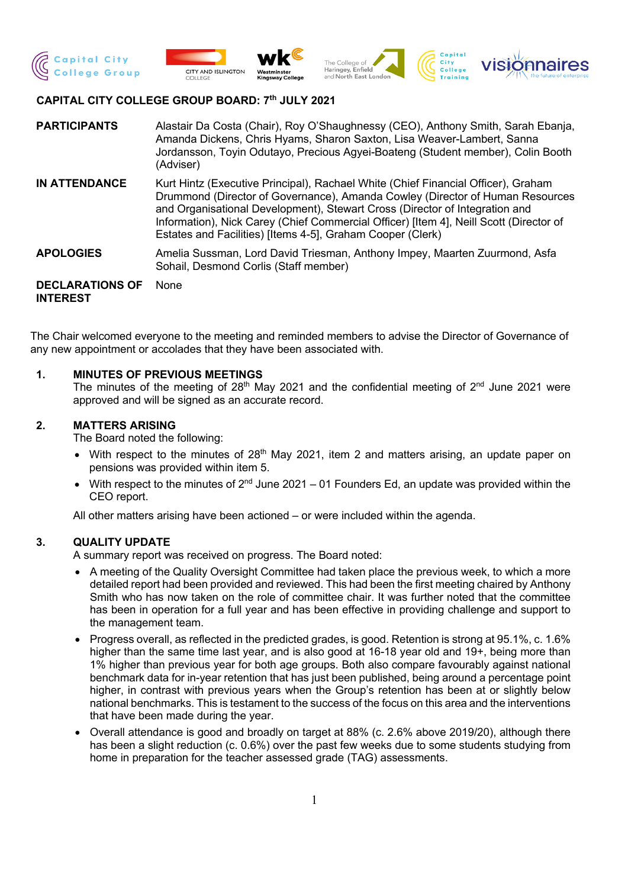# CAPITAL CITY COLLEGE GROUP BOARD: 7th JULY 2021

| | |
|---|---|
| **PARTICIPANTS** | Alastair Da Costa (Chair), Roy O'Shaughnessy (CEO), Anthony Smith, Sarah Ebanja, Amanda Dickens, Chris Hyams, Sharon Saxton, Lisa Weaver-Lambert, Sanna Jordansson, Toyin Odutayo, Precious Agyei-Boateng (Student member), Colin Booth (Adviser) |
| **IN ATTENDANCE** | Kurt Hintz (Executive Principal), Rachael White (Chief Financial Officer), Graham Drummond (Director of Governance), Amanda Cowley (Director of Human Resources and Organisational Development), Stewart Cross (Director of Integration and Information), Nick Carey (Chief Commercial Officer) [Item 4], Neill Scott (Director of Estates and Facilities) [Items 4-5], Graham Cooper (Clerk) |
| **APOLOGIES** | Amelia Sussman, Lord David Triesman, Anthony Impey, Maarten Zuurmond, Asfa Sohail, Desmond Corlis (Staff member) |
| **DECLARATIONS OF INTEREST** | None |

The Chair welcomed everyone to the meeting and reminded members to advise the Director of Governance of any new appointment or accolades that they have been associated with.

## 1. MINUTES OF PREVIOUS MEETINGS

The minutes of the meeting of 28th May 2021 and the confidential meeting of 2nd June 2021 were approved and will be signed as an accurate record.

## 2. MATTERS ARISING

The Board noted the following:

- With respect to the minutes of 28th May 2021, item 2 and matters arising, an update paper on pensions was provided within item 5.
- With respect to the minutes of 2nd June 2021 – 01 Founders Ed, an update was provided within the CEO report.

All other matters arising have been actioned – or were included within the agenda.

## 3. QUALITY UPDATE

A summary report was received on progress. The Board noted:

- A meeting of the Quality Oversight Committee had taken place the previous week, to which a more detailed report had been provided and reviewed. This had been the first meeting chaired by Anthony Smith who has now taken on the role of committee chair. It was further noted that the committee has been in operation for a full year and has been effective in providing challenge and support to the management team.
- Progress overall, as reflected in the predicted grades, is good. Retention is strong at 95.1%, c. 1.6% higher than the same time last year, and is also good at 16-18 year old and 19+, being more than 1% higher than previous year for both age groups. Both also compare favourably against national benchmark data for in-year retention that has just been published, being around a percentage point higher, in contrast with previous years when the Group's retention has been at or slightly below national benchmarks. This is testament to the success of the focus on this area and the interventions that have been made during the year.
- Overall attendance is good and broadly on target at 88% (c. 2.6% above 2019/20), although there has been a slight reduction (c. 0.6%) over the past few weeks due to some students studying from home in preparation for the teacher assessed grade (TAG) assessments.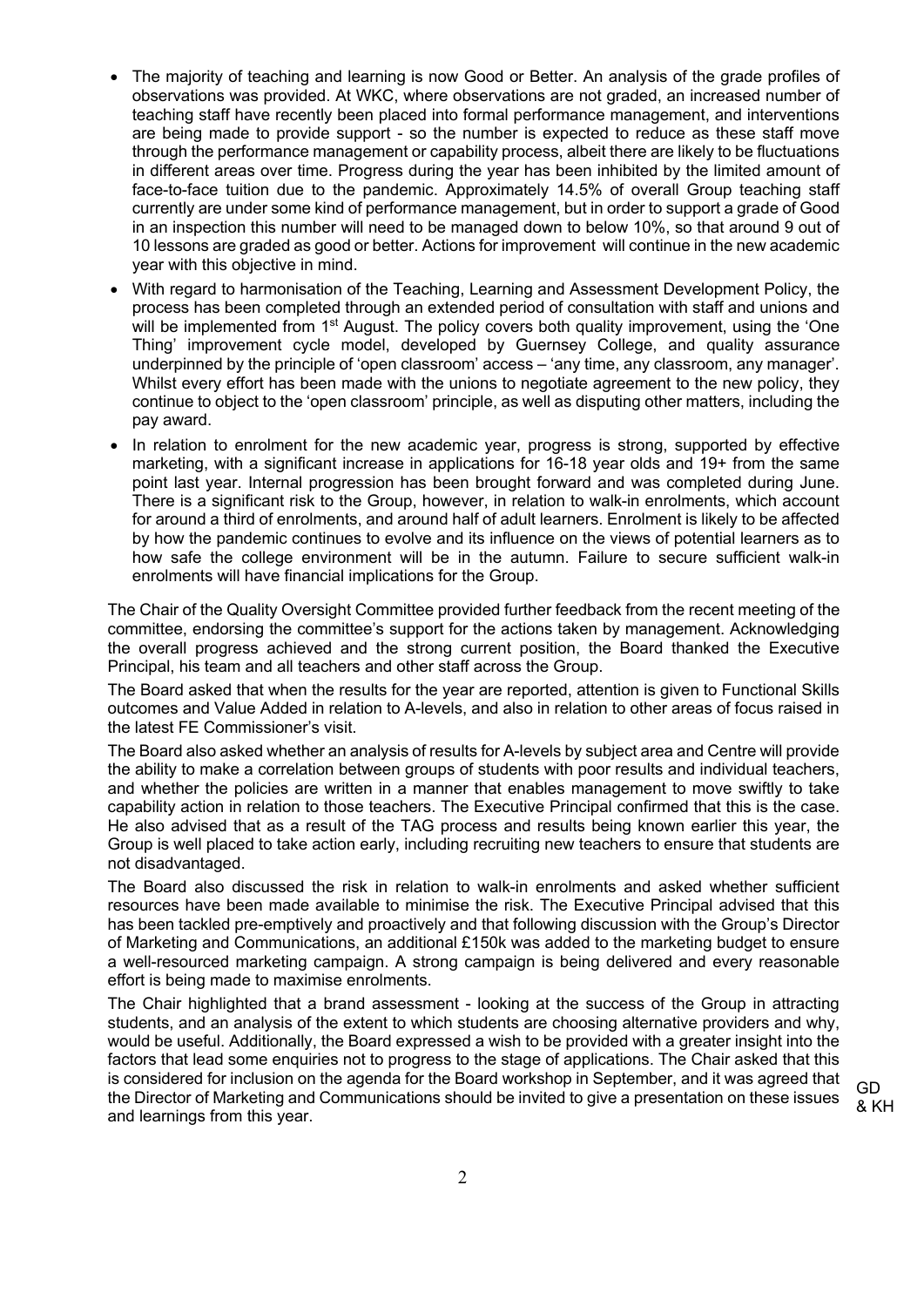- The majority of teaching and learning is now Good or Better. An analysis of the grade profiles of observations was provided. At WKC, where observations are not graded, an increased number of teaching staff have recently been placed into formal performance management, and interventions are being made to provide support - so the number is expected to reduce as these staff move through the performance management or capability process, albeit there are likely to be fluctuations in different areas over time. Progress during the year has been inhibited by the limited amount of face-to-face tuition due to the pandemic. Approximately 14.5% of overall Group teaching staff currently are under some kind of performance management, but in order to support a grade of Good in an inspection this number will need to be managed down to below 10%, so that around 9 out of 10 lessons are graded as good or better. Actions for improvement will continue in the new academic year with this objective in mind.
- With regard to harmonisation of the Teaching, Learning and Assessment Development Policy, the process has been completed through an extended period of consultation with staff and unions and will be implemented from 1st August. The policy covers both quality improvement, using the 'One Thing' improvement cycle model, developed by Guernsey College, and quality assurance underpinned by the principle of 'open classroom' access – 'any time, any classroom, any manager'. Whilst every effort has been made with the unions to negotiate agreement to the new policy, they continue to object to the 'open classroom' principle, as well as disputing other matters, including the pay award.
- In relation to enrolment for the new academic year, progress is strong, supported by effective marketing, with a significant increase in applications for 16-18 year olds and 19+ from the same point last year. Internal progression has been brought forward and was completed during June. There is a significant risk to the Group, however, in relation to walk-in enrolments, which account for around a third of enrolments, and around half of adult learners. Enrolment is likely to be affected by how the pandemic continues to evolve and its influence on the views of potential learners as to how safe the college environment will be in the autumn. Failure to secure sufficient walk-in enrolments will have financial implications for the Group.

The Chair of the Quality Oversight Committee provided further feedback from the recent meeting of the committee, endorsing the committee's support for the actions taken by management. Acknowledging the overall progress achieved and the strong current position, the Board thanked the Executive Principal, his team and all teachers and other staff across the Group.

The Board asked that when the results for the year are reported, attention is given to Functional Skills outcomes and Value Added in relation to A-levels, and also in relation to other areas of focus raised in the latest FE Commissioner's visit.

The Board also asked whether an analysis of results for A-levels by subject area and Centre will provide the ability to make a correlation between groups of students with poor results and individual teachers, and whether the policies are written in a manner that enables management to move swiftly to take capability action in relation to those teachers. The Executive Principal confirmed that this is the case. He also advised that as a result of the TAG process and results being known earlier this year, the Group is well placed to take action early, including recruiting new teachers to ensure that students are not disadvantaged.

The Board also discussed the risk in relation to walk-in enrolments and asked whether sufficient resources have been made available to minimise the risk. The Executive Principal advised that this has been tackled pre-emptively and proactively and that following discussion with the Group's Director of Marketing and Communications, an additional £150k was added to the marketing budget to ensure a well-resourced marketing campaign. A strong campaign is being delivered and every reasonable effort is being made to maximise enrolments.

The Chair highlighted that a brand assessment - looking at the success of the Group in attracting students, and an analysis of the extent to which students are choosing alternative providers and why, would be useful. Additionally, the Board expressed a wish to be provided with a greater insight into the factors that lead some enquiries not to progress to the stage of applications. The Chair asked that this is considered for inclusion on the agenda for the Board workshop in September, and it was agreed that the Director of Marketing and Communications should be invited to give a presentation on these issues and learnings from this year.

GD & KH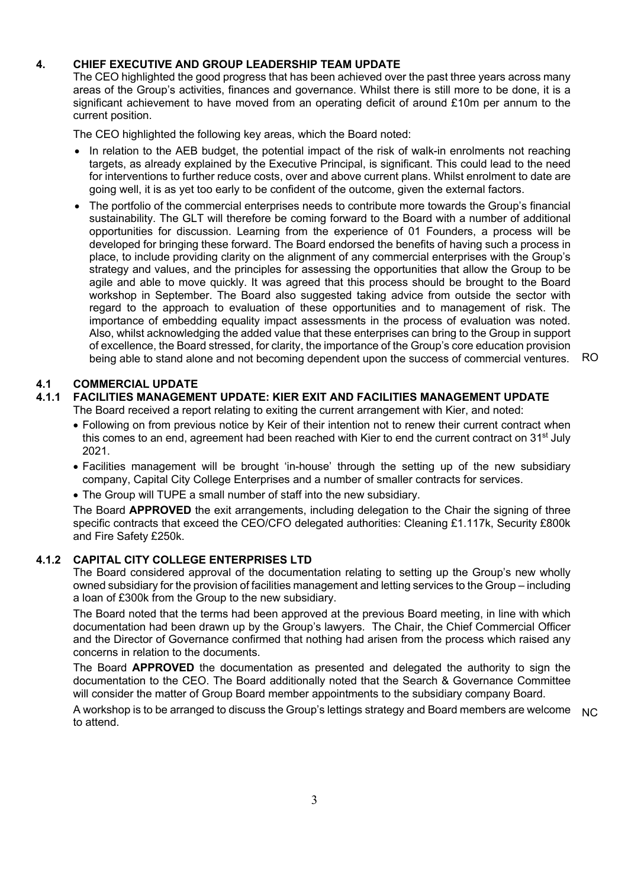## 4. CHIEF EXECUTIVE AND GROUP LEADERSHIP TEAM UPDATE

The CEO highlighted the good progress that has been achieved over the past three years across many areas of the Group's activities, finances and governance. Whilst there is still more to be done, it is a significant achievement to have moved from an operating deficit of around £10m per annum to the current position.

The CEO highlighted the following key areas, which the Board noted:

- In relation to the AEB budget, the potential impact of the risk of walk-in enrolments not reaching targets, as already explained by the Executive Principal, is significant. This could lead to the need for interventions to further reduce costs, over and above current plans. Whilst enrolment to date are going well, it is as yet too early to be confident of the outcome, given the external factors.
- The portfolio of the commercial enterprises needs to contribute more towards the Group's financial sustainability. The GLT will therefore be coming forward to the Board with a number of additional opportunities for discussion. Learning from the experience of 01 Founders, a process will be developed for bringing these forward. The Board endorsed the benefits of having such a process in place, to include providing clarity on the alignment of any commercial enterprises with the Group's strategy and values, and the principles for assessing the opportunities that allow the Group to be agile and able to move quickly. It was agreed that this process should be brought to the Board workshop in September. The Board also suggested taking advice from outside the sector with regard to the approach to evaluation of these opportunities and to management of risk. The importance of embedding equality impact assessments in the process of evaluation was noted. Also, whilst acknowledging the added value that these enterprises can bring to the Group in support of excellence, the Board stressed, for clarity, the importance of the Group's core education provision being able to stand alone and not becoming dependent upon the success of commercial ventures. RO

### 4.1 COMMERCIAL UPDATE

#### 4.1.1 FACILITIES MANAGEMENT UPDATE: KIER EXIT AND FACILITIES MANAGEMENT UPDATE

The Board received a report relating to exiting the current arrangement with Kier, and noted:

- Following on from previous notice by Keir of their intention not to renew their current contract when this comes to an end, agreement had been reached with Kier to end the current contract on 31st July 2021.
- Facilities management will be brought 'in-house' through the setting up of the new subsidiary company, Capital City College Enterprises and a number of smaller contracts for services.
- The Group will TUPE a small number of staff into the new subsidiary.

The Board **APPROVED** the exit arrangements, including delegation to the Chair the signing of three specific contracts that exceed the CEO/CFO delegated authorities: Cleaning £1.117k, Security £800k and Fire Safety £250k.

#### 4.1.2 CAPITAL CITY COLLEGE ENTERPRISES LTD

The Board considered approval of the documentation relating to setting up the Group's new wholly owned subsidiary for the provision of facilities management and letting services to the Group – including a loan of £300k from the Group to the new subsidiary.

The Board noted that the terms had been approved at the previous Board meeting, in line with which documentation had been drawn up by the Group's lawyers. The Chair, the Chief Commercial Officer and the Director of Governance confirmed that nothing had arisen from the process which raised any concerns in relation to the documents.

The Board **APPROVED** the documentation as presented and delegated the authority to sign the documentation to the CEO. The Board additionally noted that the Search & Governance Committee will consider the matter of Group Board member appointments to the subsidiary company Board.

A workshop is to be arranged to discuss the Group's lettings strategy and Board members are welcome to attend. NC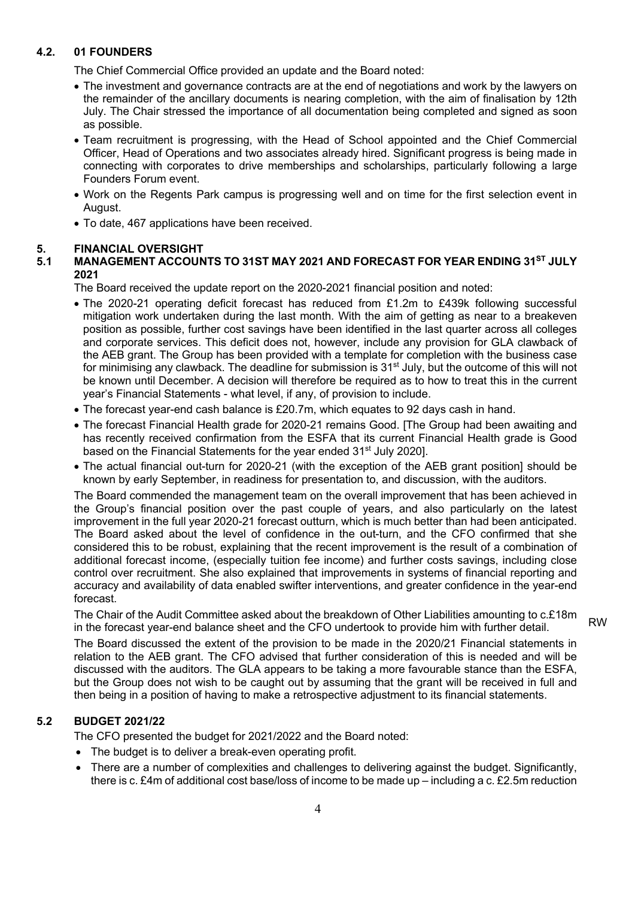### 4.2. 01 FOUNDERS

The Chief Commercial Office provided an update and the Board noted:

- The investment and governance contracts are at the end of negotiations and work by the lawyers on the remainder of the ancillary documents is nearing completion, with the aim of finalisation by 12th July. The Chair stressed the importance of all documentation being completed and signed as soon as possible.
- Team recruitment is progressing, with the Head of School appointed and the Chief Commercial Officer, Head of Operations and two associates already hired. Significant progress is being made in connecting with corporates to drive memberships and scholarships, particularly following a large Founders Forum event.
- Work on the Regents Park campus is progressing well and on time for the first selection event in August.
- To date, 467 applications have been received.

## 5. FINANCIAL OVERSIGHT

### 5.1 MANAGEMENT ACCOUNTS TO 31ST MAY 2021 AND FORECAST FOR YEAR ENDING 31ST JULY 2021

The Board received the update report on the 2020-2021 financial position and noted:

- The 2020-21 operating deficit forecast has reduced from £1.2m to £439k following successful mitigation work undertaken during the last month. With the aim of getting as near to a breakeven position as possible, further cost savings have been identified in the last quarter across all colleges and corporate services. This deficit does not, however, include any provision for GLA clawback of the AEB grant. The Group has been provided with a template for completion with the business case for minimising any clawback. The deadline for submission is 31st July, but the outcome of this will not be known until December. A decision will therefore be required as to how to treat this in the current year's Financial Statements - what level, if any, of provision to include.
- The forecast year-end cash balance is £20.7m, which equates to 92 days cash in hand.
- The forecast Financial Health grade for 2020-21 remains Good. [The Group had been awaiting and has recently received confirmation from the ESFA that its current Financial Health grade is Good based on the Financial Statements for the year ended 31st July 2020].
- The actual financial out-turn for 2020-21 (with the exception of the AEB grant position] should be known by early September, in readiness for presentation to, and discussion, with the auditors.

The Board commended the management team on the overall improvement that has been achieved in the Group's financial position over the past couple of years, and also particularly on the latest improvement in the full year 2020-21 forecast outturn, which is much better than had been anticipated. The Board asked about the level of confidence in the out-turn, and the CFO confirmed that she considered this to be robust, explaining that the recent improvement is the result of a combination of additional forecast income, (especially tuition fee income) and further costs savings, including close control over recruitment. She also explained that improvements in systems of financial reporting and accuracy and availability of data enabled swifter interventions, and greater confidence in the year-end forecast.

The Chair of the Audit Committee asked about the breakdown of Other Liabilities amounting to c.£18m in the forecast year-end balance sheet and the CFO undertook to provide him with further detail. RW

The Board discussed the extent of the provision to be made in the 2020/21 Financial statements in relation to the AEB grant. The CFO advised that further consideration of this is needed and will be discussed with the auditors. The GLA appears to be taking a more favourable stance than the ESFA, but the Group does not wish to be caught out by assuming that the grant will be received in full and then being in a position of having to make a retrospective adjustment to its financial statements.

### 5.2 BUDGET 2021/22

The CFO presented the budget for 2021/2022 and the Board noted:

- The budget is to deliver a break-even operating profit.
- There are a number of complexities and challenges to delivering against the budget. Significantly, there is c. £4m of additional cost base/loss of income to be made up – including a c. £2.5m reduction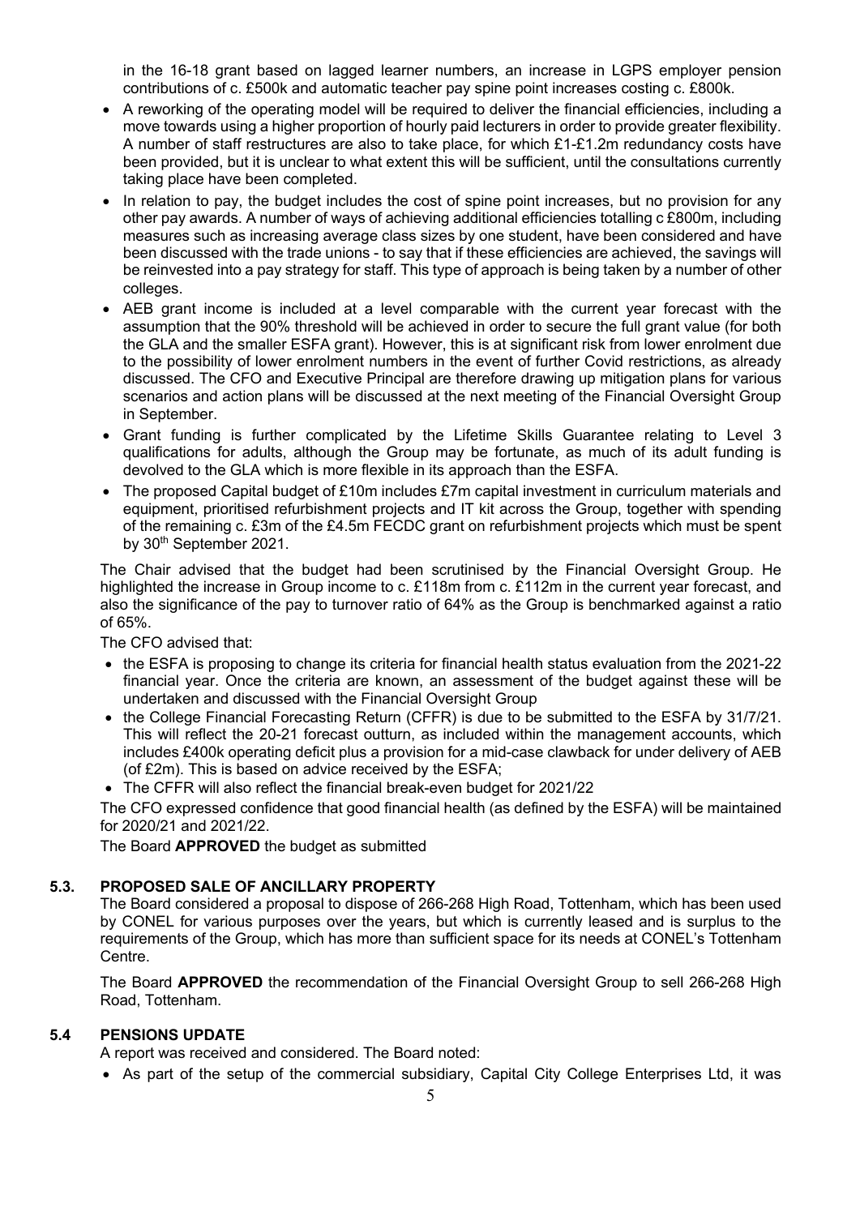in the 16-18 grant based on lagged learner numbers, an increase in LGPS employer pension contributions of c. £500k and automatic teacher pay spine point increases costing c. £800k.

- A reworking of the operating model will be required to deliver the financial efficiencies, including a move towards using a higher proportion of hourly paid lecturers in order to provide greater flexibility. A number of staff restructures are also to take place, for which £1-£1.2m redundancy costs have been provided, but it is unclear to what extent this will be sufficient, until the consultations currently taking place have been completed.
- In relation to pay, the budget includes the cost of spine point increases, but no provision for any other pay awards. A number of ways of achieving additional efficiencies totalling c £800m, including measures such as increasing average class sizes by one student, have been considered and have been discussed with the trade unions - to say that if these efficiencies are achieved, the savings will be reinvested into a pay strategy for staff. This type of approach is being taken by a number of other colleges.
- AEB grant income is included at a level comparable with the current year forecast with the assumption that the 90% threshold will be achieved in order to secure the full grant value (for both the GLA and the smaller ESFA grant). However, this is at significant risk from lower enrolment due to the possibility of lower enrolment numbers in the event of further Covid restrictions, as already discussed. The CFO and Executive Principal are therefore drawing up mitigation plans for various scenarios and action plans will be discussed at the next meeting of the Financial Oversight Group in September.
- Grant funding is further complicated by the Lifetime Skills Guarantee relating to Level 3 qualifications for adults, although the Group may be fortunate, as much of its adult funding is devolved to the GLA which is more flexible in its approach than the ESFA.
- The proposed Capital budget of £10m includes £7m capital investment in curriculum materials and equipment, prioritised refurbishment projects and IT kit across the Group, together with spending of the remaining c. £3m of the £4.5m FECDC grant on refurbishment projects which must be spent by 30th September 2021.

The Chair advised that the budget had been scrutinised by the Financial Oversight Group. He highlighted the increase in Group income to c. £118m from c. £112m in the current year forecast, and also the significance of the pay to turnover ratio of 64% as the Group is benchmarked against a ratio of 65%.

The CFO advised that:

- the ESFA is proposing to change its criteria for financial health status evaluation from the 2021-22 financial year. Once the criteria are known, an assessment of the budget against these will be undertaken and discussed with the Financial Oversight Group
- the College Financial Forecasting Return (CFFR) is due to be submitted to the ESFA by 31/7/21. This will reflect the 20-21 forecast outturn, as included within the management accounts, which includes £400k operating deficit plus a provision for a mid-case clawback for under delivery of AEB (of £2m). This is based on advice received by the ESFA;
- The CFFR will also reflect the financial break-even budget for 2021/22

The CFO expressed confidence that good financial health (as defined by the ESFA) will be maintained for 2020/21 and 2021/22.

The Board **APPROVED** the budget as submitted

### 5.3. PROPOSED SALE OF ANCILLARY PROPERTY

The Board considered a proposal to dispose of 266-268 High Road, Tottenham, which has been used by CONEL for various purposes over the years, but which is currently leased and is surplus to the requirements of the Group, which has more than sufficient space for its needs at CONEL's Tottenham Centre.

The Board **APPROVED** the recommendation of the Financial Oversight Group to sell 266-268 High Road, Tottenham.

### 5.4 PENSIONS UPDATE

A report was received and considered. The Board noted:

- As part of the setup of the commercial subsidiary, Capital City College Enterprises Ltd, it was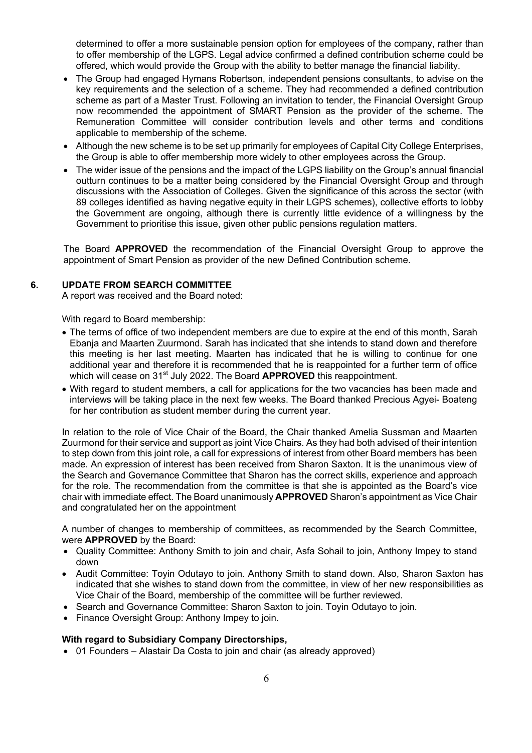determined to offer a more sustainable pension option for employees of the company, rather than to offer membership of the LGPS. Legal advice confirmed a defined contribution scheme could be offered, which would provide the Group with the ability to better manage the financial liability.

- The Group had engaged Hymans Robertson, independent pensions consultants, to advise on the key requirements and the selection of a scheme. They had recommended a defined contribution scheme as part of a Master Trust. Following an invitation to tender, the Financial Oversight Group now recommended the appointment of SMART Pension as the provider of the scheme. The Remuneration Committee will consider contribution levels and other terms and conditions applicable to membership of the scheme.
- Although the new scheme is to be set up primarily for employees of Capital City College Enterprises, the Group is able to offer membership more widely to other employees across the Group.
- The wider issue of the pensions and the impact of the LGPS liability on the Group's annual financial outturn continues to be a matter being considered by the Financial Oversight Group and through discussions with the Association of Colleges. Given the significance of this across the sector (with 89 colleges identified as having negative equity in their LGPS schemes), collective efforts to lobby the Government are ongoing, although there is currently little evidence of a willingness by the Government to prioritise this issue, given other public pensions regulation matters.

The Board **APPROVED** the recommendation of the Financial Oversight Group to approve the appointment of Smart Pension as provider of the new Defined Contribution scheme.

## 6. UPDATE FROM SEARCH COMMITTEE

A report was received and the Board noted:

With regard to Board membership:

- The terms of office of two independent members are due to expire at the end of this month, Sarah Ebanja and Maarten Zuurmond. Sarah has indicated that she intends to stand down and therefore this meeting is her last meeting. Maarten has indicated that he is willing to continue for one additional year and therefore it is recommended that he is reappointed for a further term of office which will cease on 31st July 2022. The Board **APPROVED** this reappointment.
- With regard to student members, a call for applications for the two vacancies has been made and interviews will be taking place in the next few weeks. The Board thanked Precious Agyei- Boateng for her contribution as student member during the current year.

In relation to the role of Vice Chair of the Board, the Chair thanked Amelia Sussman and Maarten Zuurmond for their service and support as joint Vice Chairs. As they had both advised of their intention to step down from this joint role, a call for expressions of interest from other Board members has been made. An expression of interest has been received from Sharon Saxton. It is the unanimous view of the Search and Governance Committee that Sharon has the correct skills, experience and approach for the role. The recommendation from the committee is that she is appointed as the Board's vice chair with immediate effect. The Board unanimously **APPROVED** Sharon's appointment as Vice Chair and congratulated her on the appointment

A number of changes to membership of committees, as recommended by the Search Committee, were **APPROVED** by the Board:

- Quality Committee: Anthony Smith to join and chair, Asfa Sohail to join, Anthony Impey to stand down
- Audit Committee: Toyin Odutayo to join. Anthony Smith to stand down. Also, Sharon Saxton has indicated that she wishes to stand down from the committee, in view of her new responsibilities as Vice Chair of the Board, membership of the committee will be further reviewed.
- Search and Governance Committee: Sharon Saxton to join. Toyin Odutayo to join.
- Finance Oversight Group: Anthony Impey to join.

**With regard to Subsidiary Company Directorships,**

- 01 Founders – Alastair Da Costa to join and chair (as already approved)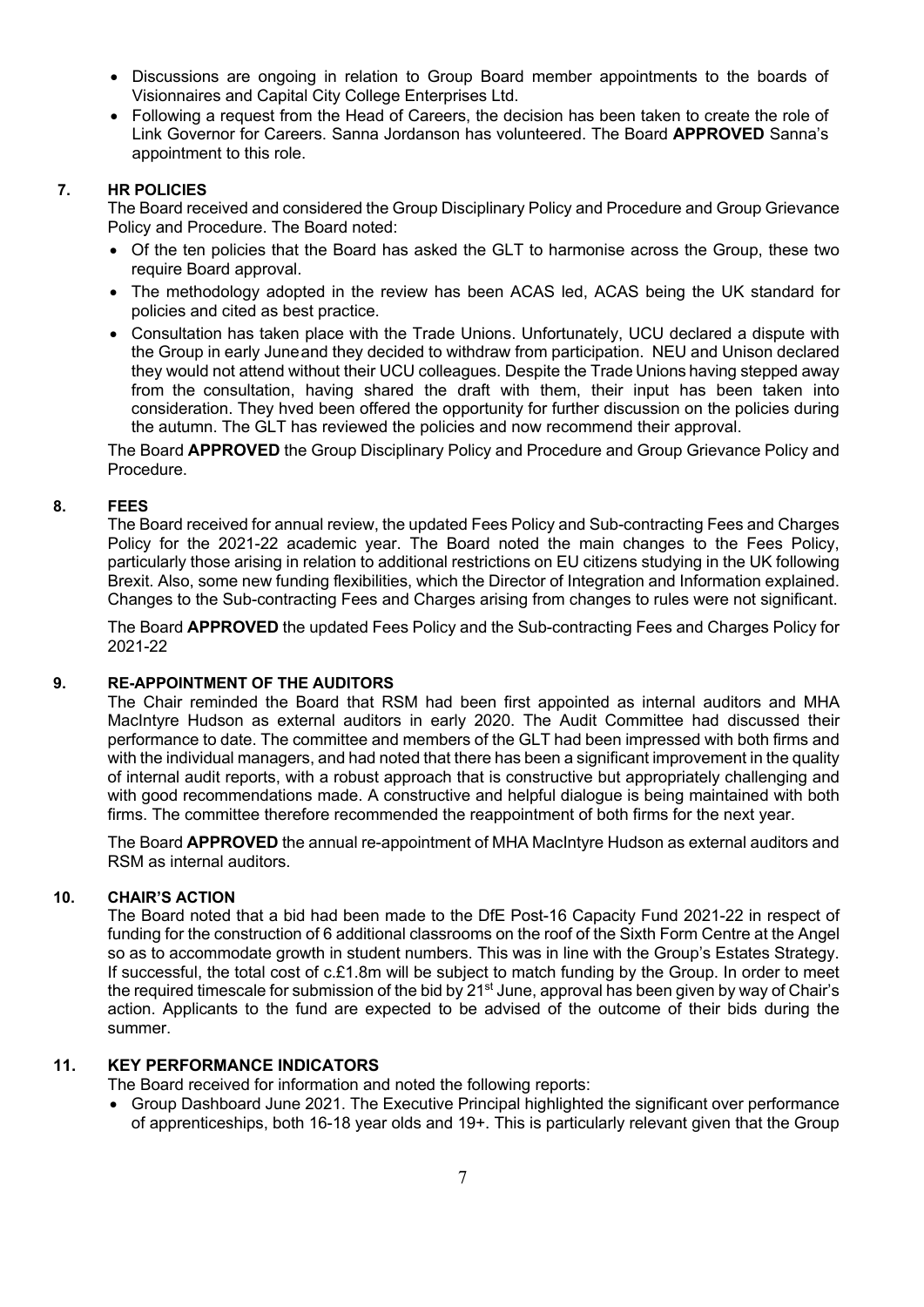- Discussions are ongoing in relation to Group Board member appointments to the boards of Visionnaires and Capital City College Enterprises Ltd.
- Following a request from the Head of Careers, the decision has been taken to create the role of Link Governor for Careers. Sanna Jordanson has volunteered. The Board **APPROVED** Sanna's appointment to this role.

## 7. HR POLICIES

The Board received and considered the Group Disciplinary Policy and Procedure and Group Grievance Policy and Procedure. The Board noted:

- Of the ten policies that the Board has asked the GLT to harmonise across the Group, these two require Board approval.
- The methodology adopted in the review has been ACAS led, ACAS being the UK standard for policies and cited as best practice.
- Consultation has taken place with the Trade Unions. Unfortunately, UCU declared a dispute with the Group in early June and they decided to withdraw from participation. NEU and Unison declared they would not attend without their UCU colleagues. Despite the Trade Unions having stepped away from the consultation, having shared the draft with them, their input has been taken into consideration. They hved been offered the opportunity for further discussion on the policies during the autumn. The GLT has reviewed the policies and now recommend their approval.

The Board **APPROVED** the Group Disciplinary Policy and Procedure and Group Grievance Policy and Procedure.

## 8. FEES

The Board received for annual review, the updated Fees Policy and Sub-contracting Fees and Charges Policy for the 2021-22 academic year. The Board noted the main changes to the Fees Policy, particularly those arising in relation to additional restrictions on EU citizens studying in the UK following Brexit. Also, some new funding flexibilities, which the Director of Integration and Information explained. Changes to the Sub-contracting Fees and Charges arising from changes to rules were not significant.

The Board **APPROVED** the updated Fees Policy and the Sub-contracting Fees and Charges Policy for 2021-22

## 9. RE-APPOINTMENT OF THE AUDITORS

The Chair reminded the Board that RSM had been first appointed as internal auditors and MHA MacIntyre Hudson as external auditors in early 2020. The Audit Committee had discussed their performance to date. The committee and members of the GLT had been impressed with both firms and with the individual managers, and had noted that there has been a significant improvement in the quality of internal audit reports, with a robust approach that is constructive but appropriately challenging and with good recommendations made. A constructive and helpful dialogue is being maintained with both firms. The committee therefore recommended the reappointment of both firms for the next year.

The Board **APPROVED** the annual re-appointment of MHA MacIntyre Hudson as external auditors and RSM as internal auditors.

## 10. CHAIR'S ACTION

The Board noted that a bid had been made to the DfE Post-16 Capacity Fund 2021-22 in respect of funding for the construction of 6 additional classrooms on the roof of the Sixth Form Centre at the Angel so as to accommodate growth in student numbers. This was in line with the Group's Estates Strategy. If successful, the total cost of c.£1.8m will be subject to match funding by the Group. In order to meet the required timescale for submission of the bid by 21st June, approval has been given by way of Chair's action. Applicants to the fund are expected to be advised of the outcome of their bids during the summer.

## 11. KEY PERFORMANCE INDICATORS

The Board received for information and noted the following reports:

- Group Dashboard June 2021. The Executive Principal highlighted the significant over performance of apprenticeships, both 16-18 year olds and 19+. This is particularly relevant given that the Group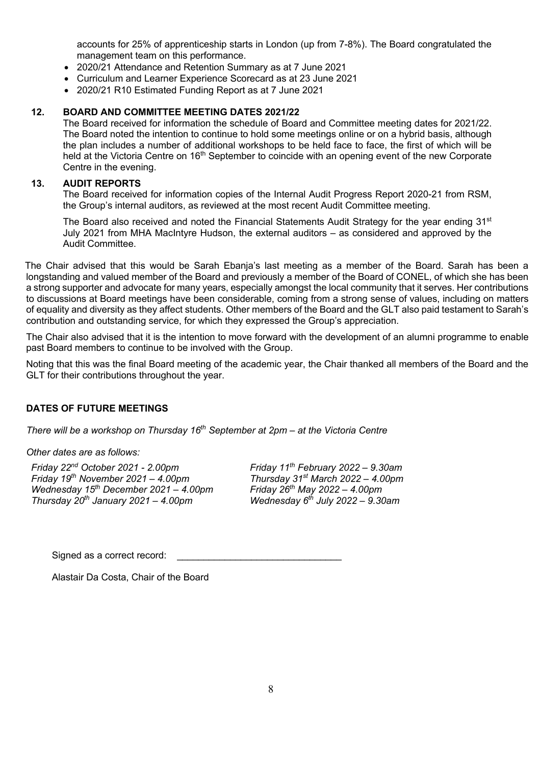accounts for 25% of apprenticeship starts in London (up from 7-8%). The Board congratulated the management team on this performance.

- 2020/21 Attendance and Retention Summary as at 7 June 2021
- Curriculum and Learner Experience Scorecard as at 23 June 2021
- 2020/21 R10 Estimated Funding Report as at 7 June 2021

**12. BOARD AND COMMITTEE MEETING DATES 2021/22**

The Board received for information the schedule of Board and Committee meeting dates for 2021/22. The Board noted the intention to continue to hold some meetings online or on a hybrid basis, although the plan includes a number of additional workshops to be held face to face, the first of which will be held at the Victoria Centre on 16th September to coincide with an opening event of the new Corporate Centre in the evening.

**13. AUDIT REPORTS**

The Board received for information copies of the Internal Audit Progress Report 2020-21 from RSM, the Group's internal auditors, as reviewed at the most recent Audit Committee meeting.

The Board also received and noted the Financial Statements Audit Strategy for the year ending 31st July 2021 from MHA MacIntyre Hudson, the external auditors – as considered and approved by the Audit Committee.

The Chair advised that this would be Sarah Ebanja's last meeting as a member of the Board. Sarah has been a longstanding and valued member of the Board and previously a member of the Board of CONEL, of which she has been a strong supporter and advocate for many years, especially amongst the local community that it serves. Her contributions to discussions at Board meetings have been considerable, coming from a strong sense of values, including on matters of equality and diversity as they affect students. Other members of the Board and the GLT also paid testament to Sarah's contribution and outstanding service, for which they expressed the Group's appreciation.

The Chair also advised that it is the intention to move forward with the development of an alumni programme to enable past Board members to continue to be involved with the Group.

Noting that this was the final Board meeting of the academic year, the Chair thanked all members of the Board and the GLT for their contributions throughout the year.

**DATES OF FUTURE MEETINGS**

*There will be a workshop on Thursday 16th September at 2pm – at the Victoria Centre*

*Other dates are as follows:*

*Friday 22nd October 2021 - 2.00pm*
*Friday 19th November 2021 – 4.00pm*
*Wednesday 15th December 2021 – 4.00pm*
*Thursday 20th January 2021 – 4.00pm*
*Friday 11th February 2022 – 9.30am*
*Thursday 31st March 2022 – 4.00pm*
*Friday 26th May 2022 – 4.00pm*
*Wednesday 6th July 2022 – 9.30am*

Signed as a correct record: ______________________________

Alastair Da Costa, Chair of the Board